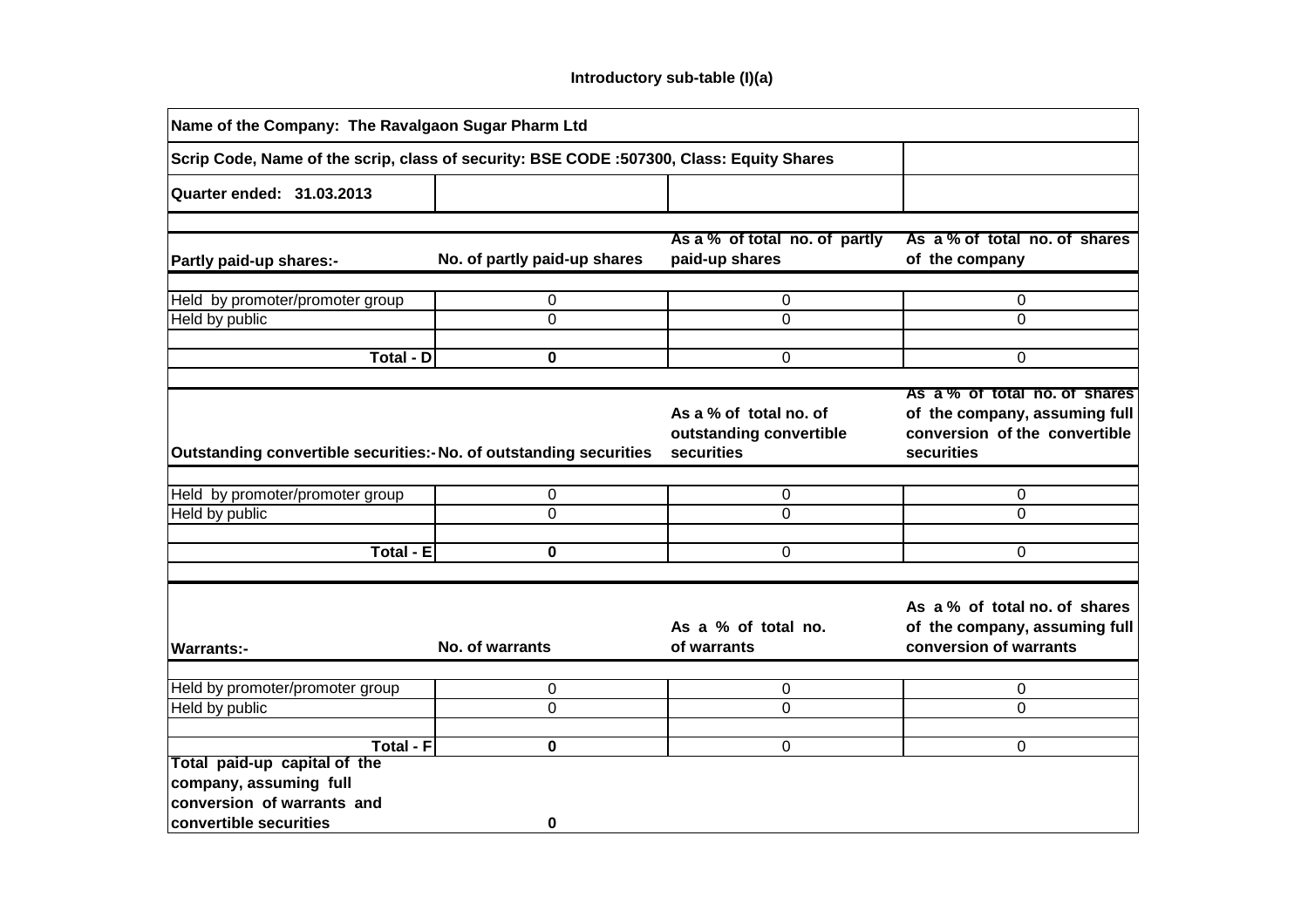**Introductory sub-table (I)(a)**

| Name of the Company: The Ravalgaon Sugar Pharm Ltd | | | |
|---|---|---|---|
| Scrip Code, Name of the scrip, class of security: BSE CODE :507300, Class: Equity Shares | | | |
| Quarter ended: 31.03.2013 | | | |
| | | | |
| **Partly paid-up shares:-** | **No. of partly paid-up shares** | **As a % of total no. of partly paid-up shares** | **As a % of total no. of shares of the company** |
| Held by promoter/promoter group | 0 | 0 | 0 |
| Held by public | 0 | 0 | 0 |
| | | | |
| **Total - D** | **0** | 0 | 0 |
| | | | |
| **Outstanding convertible securities:-** | **No. of outstanding securities** | **As a % of total no. of outstanding convertible securities** | **As a % of total no. of shares of the company, assuming full conversion of the convertible securities** |
| Held by promoter/promoter group | 0 | 0 | 0 |
| Held by public | 0 | 0 | 0 |
| | | | |
| **Total - E** | **0** | 0 | 0 |
| | | | |
| **Warrants:-** | **No. of warrants** | **As a % of total no. of warrants** | **As a % of total no. of shares of the company, assuming full conversion of warrants** |
| Held by promoter/promoter group | 0 | 0 | 0 |
| Held by public | 0 | 0 | 0 |
| | | | |
| **Total - F** | **0** | 0 | 0 |
| **Total paid-up capital of the company, assuming full conversion of warrants and convertible securities** | **0** | | |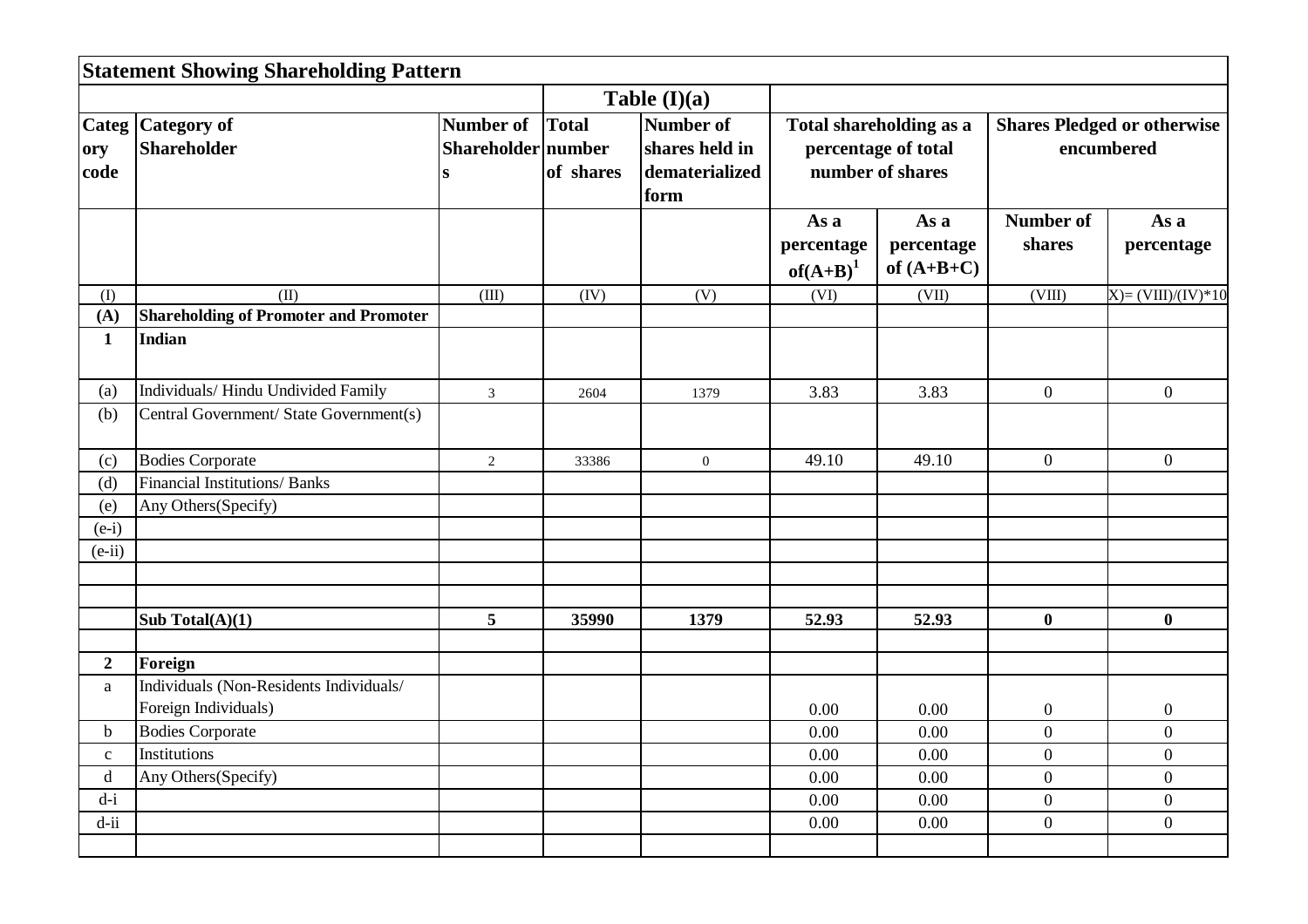## Statement Showing Shareholding Pattern

| Category code | Category of Shareholder | Number of Shareholders | Total number of shares | Number of shares held in dematerialized form | Total shareholding as a percentage of total number of shares | | Shares Pledged or otherwise encumbered | |
|---|---|---|---|---|---|---|---|---|
| | | | Table (I)(a) | | | | | |
| | | | | | As a percentage of(A+B)[1] | As a percentage of (A+B+C) | Number of shares | As a percentage |
| (I) | (II) | (III) | (IV) | (V) | (VI) | (VII) | (VIII) | X)= (VIII)/(IV)*10 |
| **(A)** | **Shareholding of Promoter and Promoter** | | | | | | | |
| **1** | **Indian** | | | | | | | |
| (a) | Individuals/ Hindu Undivided Family | 3 | 2604 | 1379 | 3.83 | 3.83 | 0 | 0 |
| (b) | Central Government/ State Government(s) | | | | | | | |
| (c) | Bodies Corporate | 2 | 33386 | 0 | 49.10 | 49.10 | 0 | 0 |
| (d) | Financial Institutions/ Banks | | | | | | | |
| (e) | Any Others(Specify) | | | | | | | |
| (e-i) | | | | | | | | |
| (e-ii) | | | | | | | | |
| | | | | | | | | |
| | | | | | | | | |
| | **Sub Total(A)(1)** | **5** | **35990** | **1379** | **52.93** | **52.93** | **0** | **0** |
| | | | | | | | | |
| **2** | **Foreign** | | | | | | | |
| a | Individuals (Non-Residents Individuals/ Foreign Individuals) | | | | 0.00 | 0.00 | 0 | 0 |
| b | Bodies Corporate | | | | 0.00 | 0.00 | 0 | 0 |
| c | Institutions | | | | 0.00 | 0.00 | 0 | 0 |
| d | Any Others(Specify) | | | | 0.00 | 0.00 | 0 | 0 |
| d-i | | | | | 0.00 | 0.00 | 0 | 0 |
| d-ii | | | | | 0.00 | 0.00 | 0 | 0 |
| | | | | | | | | |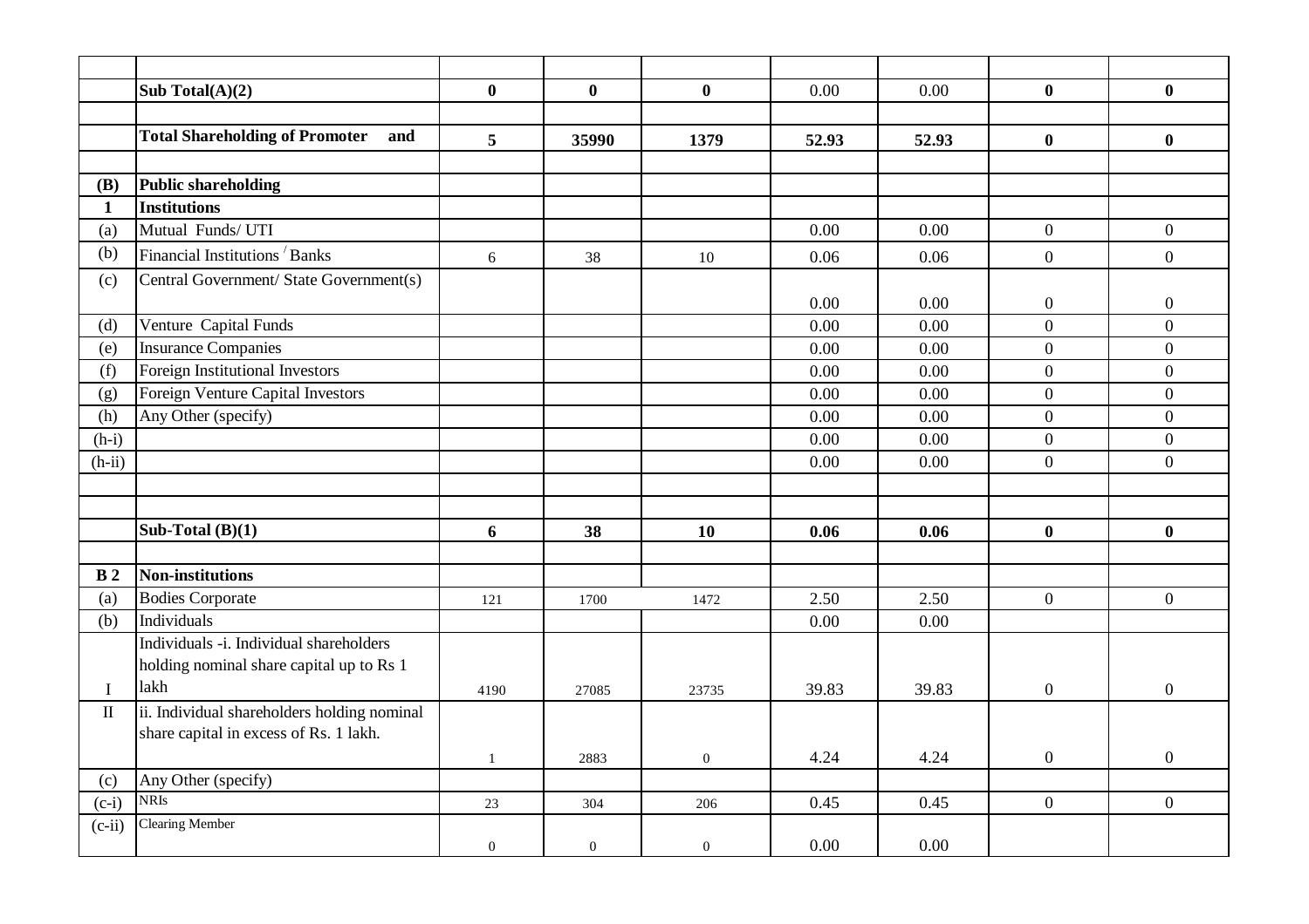| | | | | | | | | |
|---|---|---|---|---|---|---|---|---|
| | | | | | | | | |
| | **Sub Total(A)(2)** | **0** | **0** | **0** | 0.00 | 0.00 | **0** | **0** |
| | | | | | | | | |
| | **Total Shareholding of Promoter and** | **5** | **35990** | **1379** | **52.93** | **52.93** | **0** | **0** |
| | | | | | | | | |
| **(B)** | **Public shareholding** | | | | | | | |
| **1** | **Institutions** | | | | | | | |
| (a) | Mutual Funds/ UTI | | | | 0.00 | 0.00 | 0 | 0 |
| (b) | Financial Institutions / Banks | 6 | 38 | 10 | 0.06 | 0.06 | 0 | 0 |
| (c) | Central Government/ State Government(s) | | | | 0.00 | 0.00 | 0 | 0 |
| (d) | Venture Capital Funds | | | | 0.00 | 0.00 | 0 | 0 |
| (e) | Insurance Companies | | | | 0.00 | 0.00 | 0 | 0 |
| (f) | Foreign Institutional Investors | | | | 0.00 | 0.00 | 0 | 0 |
| (g) | Foreign Venture Capital Investors | | | | 0.00 | 0.00 | 0 | 0 |
| (h) | Any Other (specify) | | | | 0.00 | 0.00 | 0 | 0 |
| (h-i) | | | | | 0.00 | 0.00 | 0 | 0 |
| (h-ii) | | | | | 0.00 | 0.00 | 0 | 0 |
| | | | | | | | | |
| | | | | | | | | |
| | **Sub-Total (B)(1)** | **6** | **38** | **10** | **0.06** | **0.06** | **0** | **0** |
| | | | | | | | | |
| **B 2** | **Non-institutions** | | | | | | | |
| (a) | Bodies Corporate | 121 | 1700 | 1472 | 2.50 | 2.50 | 0 | 0 |
| (b) | Individuals | | | | 0.00 | 0.00 | | |
| I | Individuals -i. Individual shareholders holding nominal share capital up to Rs 1 lakh | 4190 | 27085 | 23735 | 39.83 | 39.83 | 0 | 0 |
| II | ii. Individual shareholders holding nominal share capital in excess of Rs. 1 lakh. | 1 | 2883 | 0 | 4.24 | 4.24 | 0 | 0 |
| (c) | Any Other (specify) | | | | | | | |
| (c-i) | NRIs | 23 | 304 | 206 | 0.45 | 0.45 | 0 | 0 |
| (c-ii) | Clearing Member | 0 | 0 | 0 | 0.00 | 0.00 | | |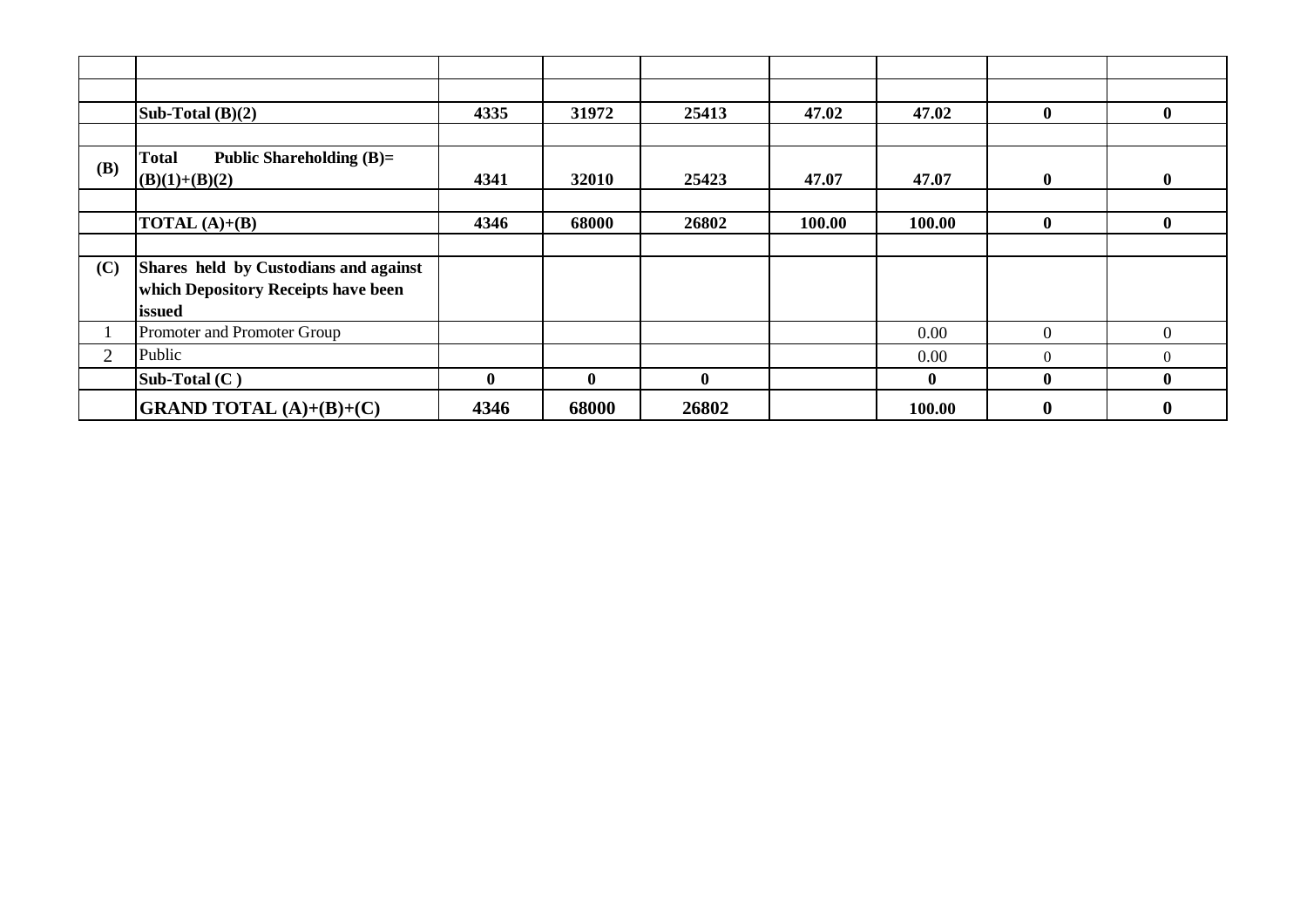| | | | | | | | | |
|---|---|---|---|---|---|---|---|---|
| | | | | | | | | |
| | | | | | | | | |
| | **Sub-Total (B)(2)** | **4335** | **31972** | **25413** | **47.02** | **47.02** | **0** | **0** |
| | | | | | | | | |
| **(B)** | **Total Public Shareholding (B)= (B)(1)+(B)(2)** | **4341** | **32010** | **25423** | **47.07** | **47.07** | **0** | **0** |
| | | | | | | | | |
| | **TOTAL (A)+(B)** | **4346** | **68000** | **26802** | **100.00** | **100.00** | **0** | **0** |
| | | | | | | | | |
| **(C)** | **Shares held by Custodians and against which Depository Receipts have been issued** | | | | | | | |
| 1 | Promoter and Promoter Group | | | | | 0.00 | 0 | 0 |
| 2 | Public | | | | | 0.00 | 0 | 0 |
| | **Sub-Total (C )** | **0** | **0** | **0** | | **0** | **0** | **0** |
| | **GRAND TOTAL (A)+(B)+(C)** | **4346** | **68000** | **26802** | | **100.00** | **0** | **0** |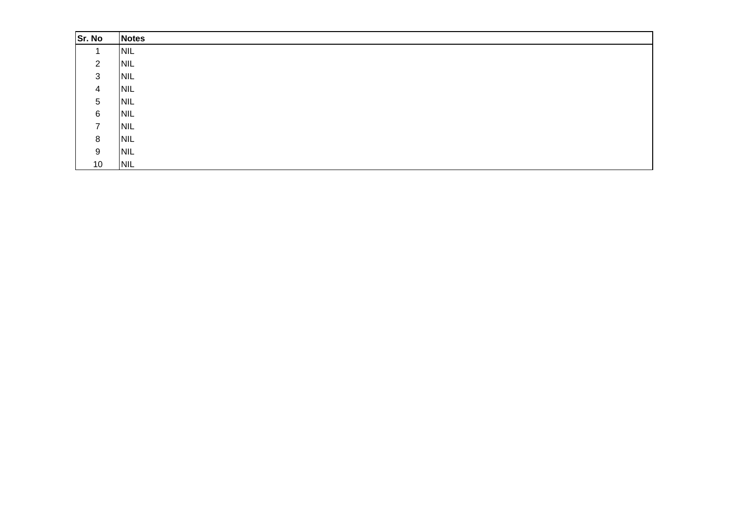| Sr. No | Notes |
| --- | --- |
| 1 | NIL |
| 2 | NIL |
| 3 | NIL |
| 4 | NIL |
| 5 | NIL |
| 6 | NIL |
| 7 | NIL |
| 8 | NIL |
| 9 | NIL |
| 10 | NIL |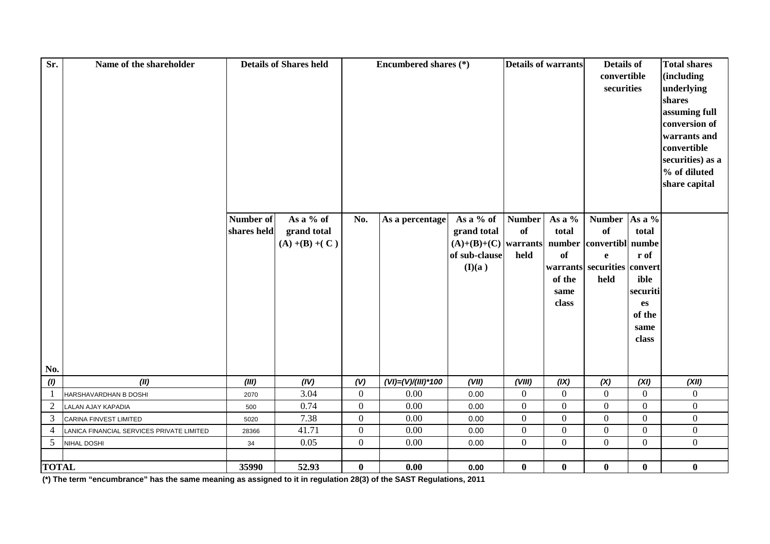| Sr. No. | Name of the shareholder | Details of Shares held | | Encumbered shares (*) | | | Details of warrants | | Details of convertible securities | | Total shares (including underlying shares assuming full conversion of warrants and convertible securities) as a % of diluted share capital |
|---|---|---|---|---|---|---|---|---|---|---|---|
| | | Number of shares held | As a % of grand total (A) +(B) +( C ) | No. | As a percentage | As a % of grand total (A)+(B)+(C) of sub-clause (I)(a ) | Number of warrants held | As a % total number of warrants of the same class | Number of convertible securities held | As a % total number of convertible securities of the same class | |
| *(I)* | *(II)* | *(III)* | *(IV)* | *(V)* | *(VI)=(V)/(III)*100* | *(VII)* | *(VIII)* | *(IX)* | *(X)* | *(XI)* | *(XII)* |
| 1 | HARSHAVARDHAN B DOSHI | 2070 | 3.04 | 0 | 0.00 | 0.00 | 0 | 0 | 0 | 0 | 0 |
| 2 | LALAN AJAY KAPADIA | 500 | 0.74 | 0 | 0.00 | 0.00 | 0 | 0 | 0 | 0 | 0 |
| 3 | CARINA FINVEST LIMITED | 5020 | 7.38 | 0 | 0.00 | 0.00 | 0 | 0 | 0 | 0 | 0 |
| 4 | LANICA FINANCIAL SERVICES PRIVATE LIMITED | 28366 | 41.71 | 0 | 0.00 | 0.00 | 0 | 0 | 0 | 0 | 0 |
| 5 | NIHAL DOSHI | 34 | 0.05 | 0 | 0.00 | 0.00 | 0 | 0 | 0 | 0 | 0 |
| | | | | | | | | | | | |
| **TOTAL** | | **35990** | **52.93** | **0** | **0.00** | **0.00** | **0** | **0** | **0** | **0** | **0** |

**(*) The term "encumbrance" has the same meaning as assigned to it in regulation 28(3) of the SAST Regulations, 2011**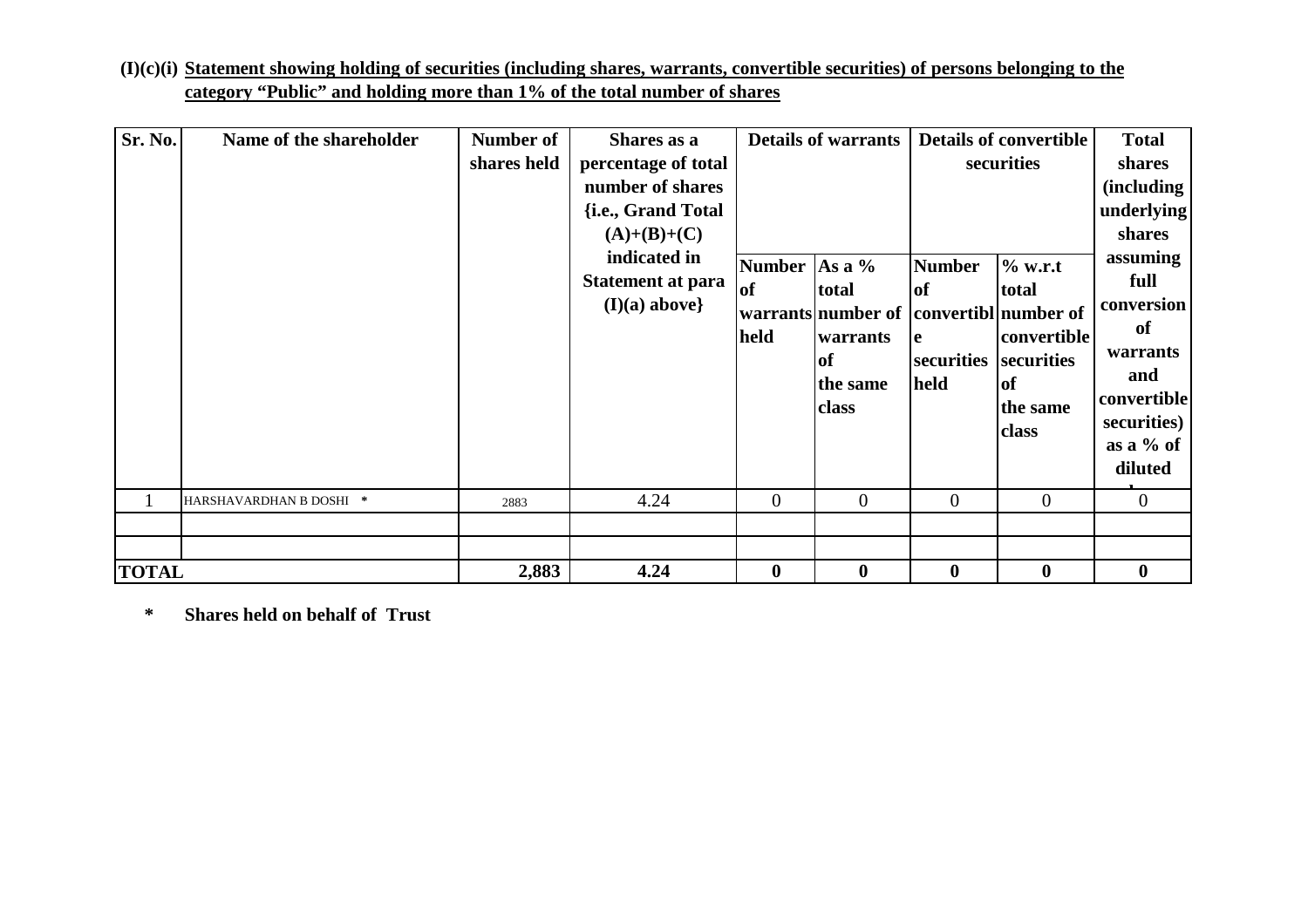**(I)(c)(i) Statement showing holding of securities (including shares, warrants, convertible securities) of persons belonging to the category "Public" and holding more than 1% of the total number of shares**

| Sr. No. | Name of the shareholder | Number of shares held | Shares as a percentage of total number of shares {i.e., Grand Total (A)+(B)+(C) indicated in Statement at para (I)(a) above} | Details of warrants | | Details of convertible securities | | Total shares (including underlying shares assuming full conversion of warrants and convertible securities) as a % of diluted |
|---|---|---|---|---|---|---|---|---|
| | | | | Number of warrants held | As a % total number of warrants of the same class | Number of convertible securities held | % w.r.t total number of convertible securities of the same class | |
| 1 | HARSHAVARDHAN B DOSHI * | 2883 | 4.24 | 0 | 0 | 0 | 0 | 0 |
| | | | | | | | | |
| | | | | | | | | |
| **TOTAL** | | **2,883** | **4.24** | **0** | **0** | **0** | **0** | **0** |

**\* Shares held on behalf of Trust**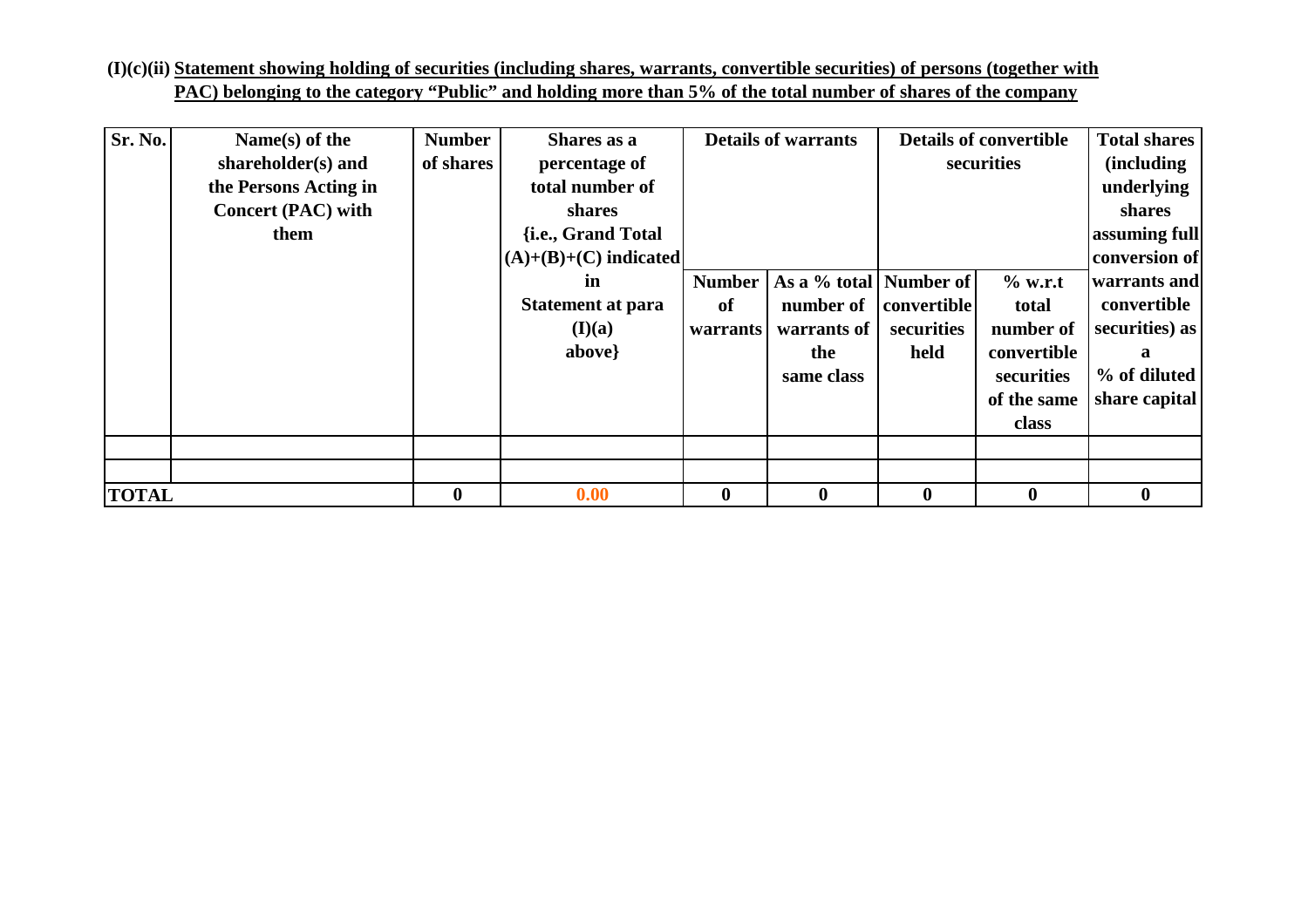**(I)(c)(ii) Statement showing holding of securities (including shares, warrants, convertible securities) of persons (together with PAC) belonging to the category "Public" and holding more than 5% of the total number of shares of the company**

| Sr. No. | Name(s) of the shareholder(s) and the Persons Acting in Concert (PAC) with them | Number of shares | Shares as a percentage of total number of shares {i.e., Grand Total (A)+(B)+(C) indicated in Statement at para (I)(a) above} | Details of warrants | | Details of convertible securities | | Total shares (including underlying shares assuming full conversion of warrants and convertible securities) as a % of diluted share capital |
|---|---|---|---|---|---|---|---|---|
| | | | | Number of warrants | As a % total number of warrants of the same class | Number of convertible securities held | % w.r.t total number of convertible securities of the same class | |
| | | | | | | | | |
| | | | | | | | | |
| **TOTAL** | | **0** | **0.00** | **0** | **0** | **0** | **0** | **0** |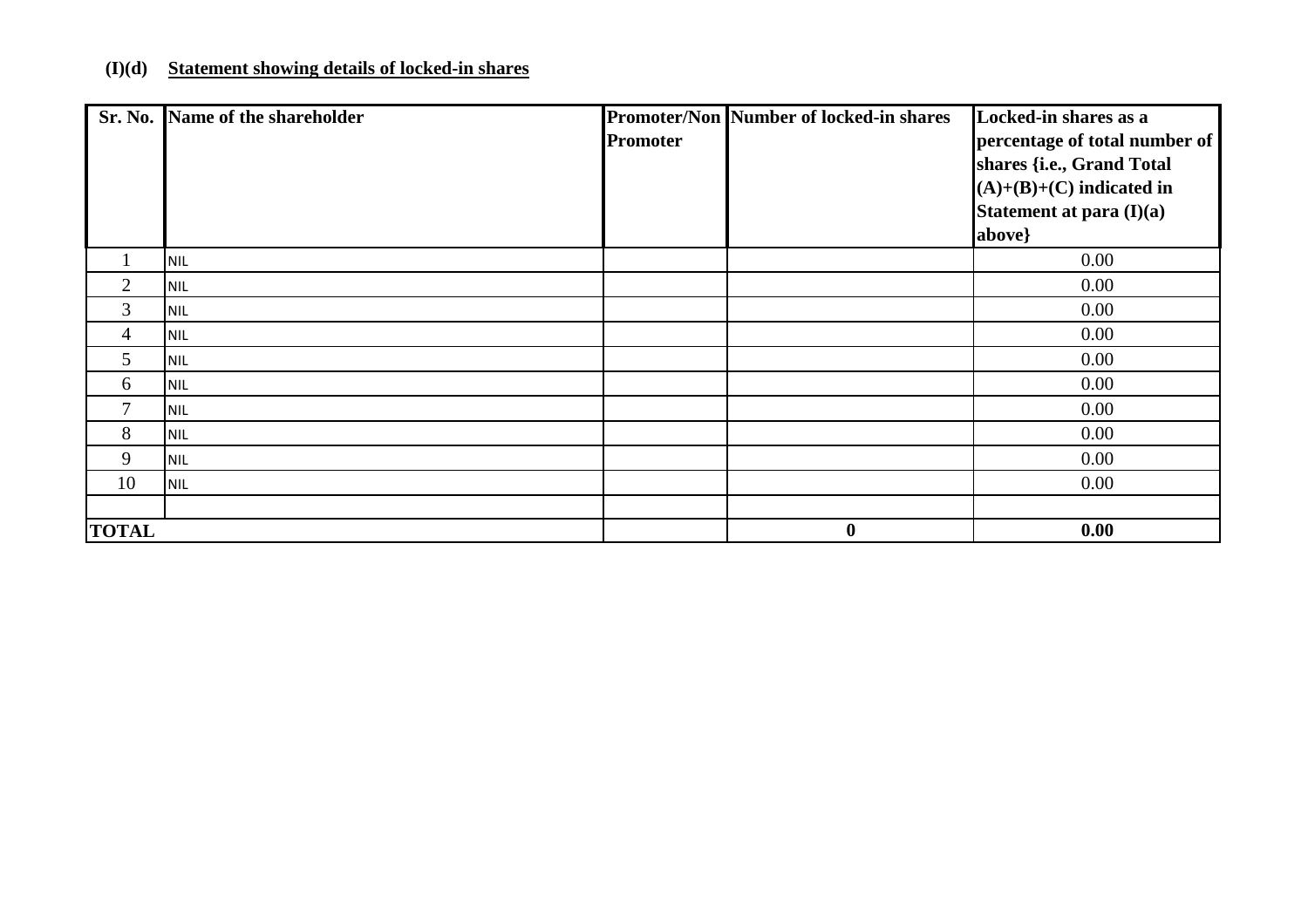### (I)(d) Statement showing details of locked-in shares

| Sr. No. | Name of the shareholder | Promoter/Non Promoter | Number of locked-in shares | Locked-in shares as a percentage of total number of shares {i.e., Grand Total (A)+(B)+(C) indicated in Statement at para (I)(a) above} |
|---|---|---|---|---|
| 1 | NIL | | | 0.00 |
| 2 | NIL | | | 0.00 |
| 3 | NIL | | | 0.00 |
| 4 | NIL | | | 0.00 |
| 5 | NIL | | | 0.00 |
| 6 | NIL | | | 0.00 |
| 7 | NIL | | | 0.00 |
| 8 | NIL | | | 0.00 |
| 9 | NIL | | | 0.00 |
| 10 | NIL | | | 0.00 |
| | | | | |
| **TOTAL** | | | **0** | **0.00** |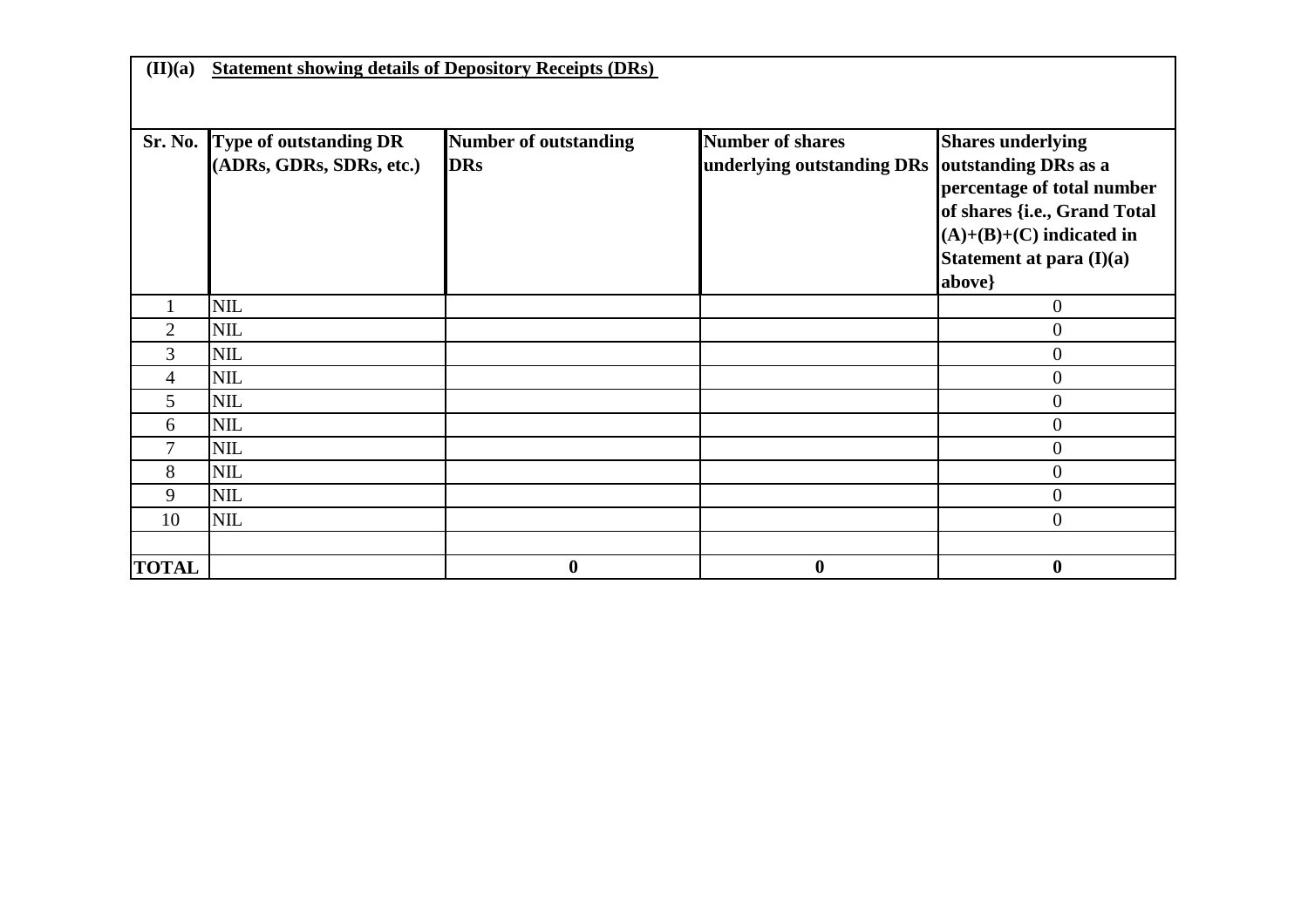## (II)(a) Statement showing details of Depository Receipts (DRs)

| Sr. No. | Type of outstanding DR (ADRs, GDRs, SDRs, etc.) | Number of outstanding DRs | Number of shares underlying outstanding DRs | Shares underlying outstanding DRs as a percentage of total number of shares {i.e., Grand Total (A)+(B)+(C) indicated in Statement at para (I)(a) above} |
|---|---|---|---|---|
| 1 | NIL | | | 0 |
| 2 | NIL | | | 0 |
| 3 | NIL | | | 0 |
| 4 | NIL | | | 0 |
| 5 | NIL | | | 0 |
| 6 | NIL | | | 0 |
| 7 | NIL | | | 0 |
| 8 | NIL | | | 0 |
| 9 | NIL | | | 0 |
| 10 | NIL | | | 0 |
| | | | | |
| **TOTAL** | | **0** | **0** | **0** |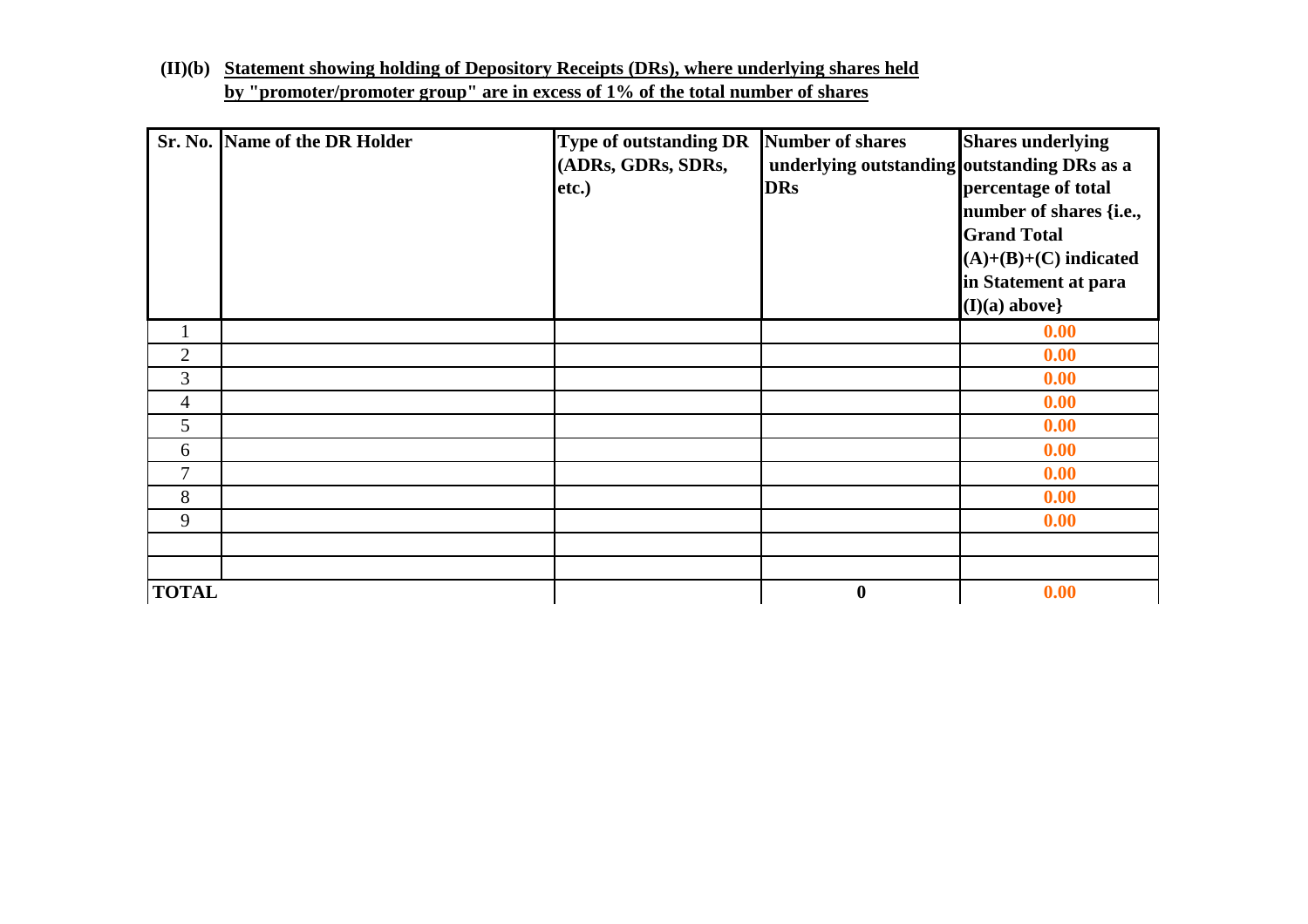**(II)(b) Statement showing holding of Depository Receipts (DRs), where underlying shares held by "promoter/promoter group" are in excess of 1% of the total number of shares**

| Sr. No. | Name of the DR Holder | Type of outstanding DR (ADRs, GDRs, SDRs, etc.) | Number of shares underlying outstanding DRs | Shares underlying outstanding DRs as a percentage of total number of shares {i.e., Grand Total (A)+(B)+(C) indicated in Statement at para (I)(a) above} |
|---|---|---|---|---|
| 1 | | | | 0.00 |
| 2 | | | | 0.00 |
| 3 | | | | 0.00 |
| 4 | | | | 0.00 |
| 5 | | | | 0.00 |
| 6 | | | | 0.00 |
| 7 | | | | 0.00 |
| 8 | | | | 0.00 |
| 9 | | | | 0.00 |
| | | | | |
| | | | | |
| TOTAL | | | 0 | 0.00 |